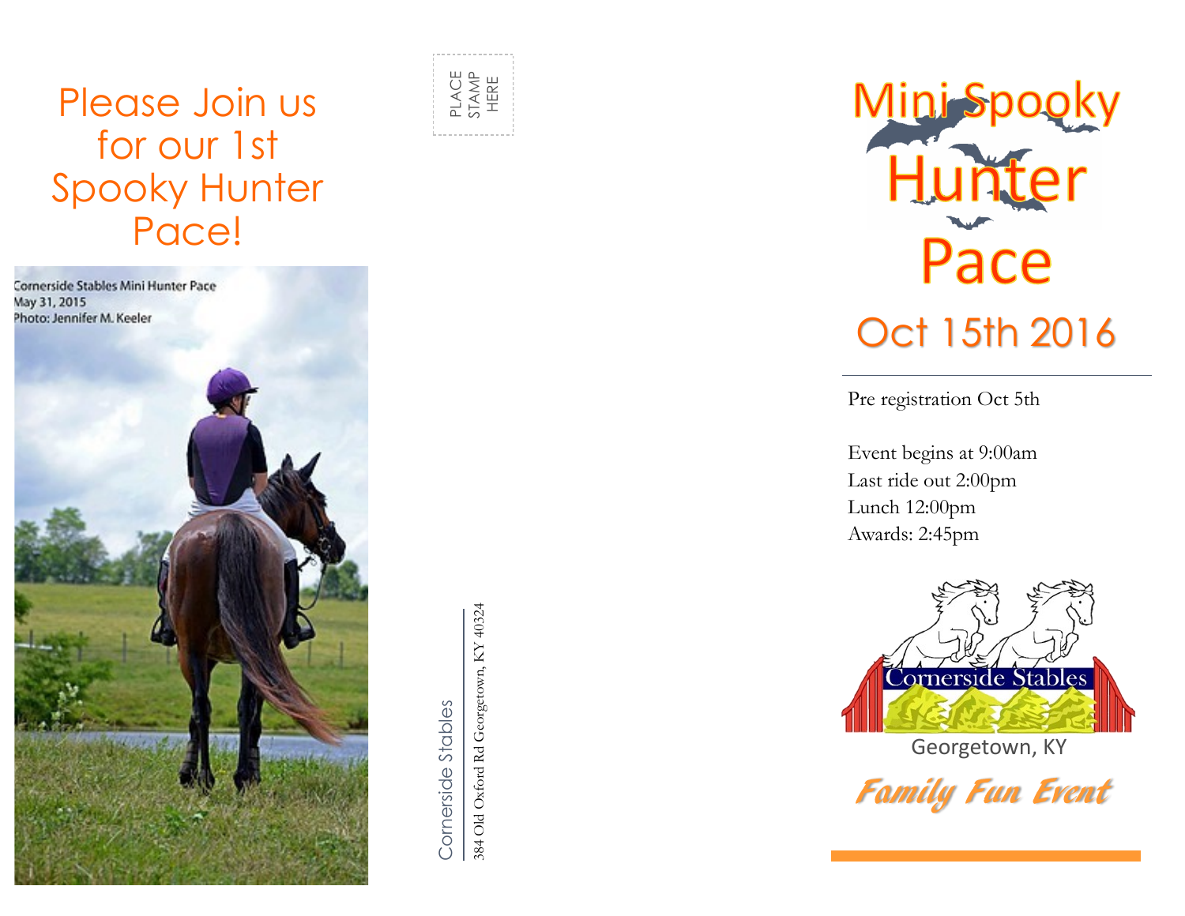# Please Join us for our 1st Spooky Hunter Pace!

Cornerside Stables Mini Hunter Pace
May 31, 2015
Photo: Jennifer M. Keeler

PLACE STAMP HERE

Cornerside Stables
384 Old Oxford Rd Georgetown, KY 40324

# Mini Spooky Hunter Pace

## Oct 15th 2016

Pre registration Oct 5th

Event begins at 9:00am
Last ride out 2:00pm
Lunch 12:00pm
Awards: 2:45pm

Cornerside Stables
Georgetown, KY

***Family Fun Event***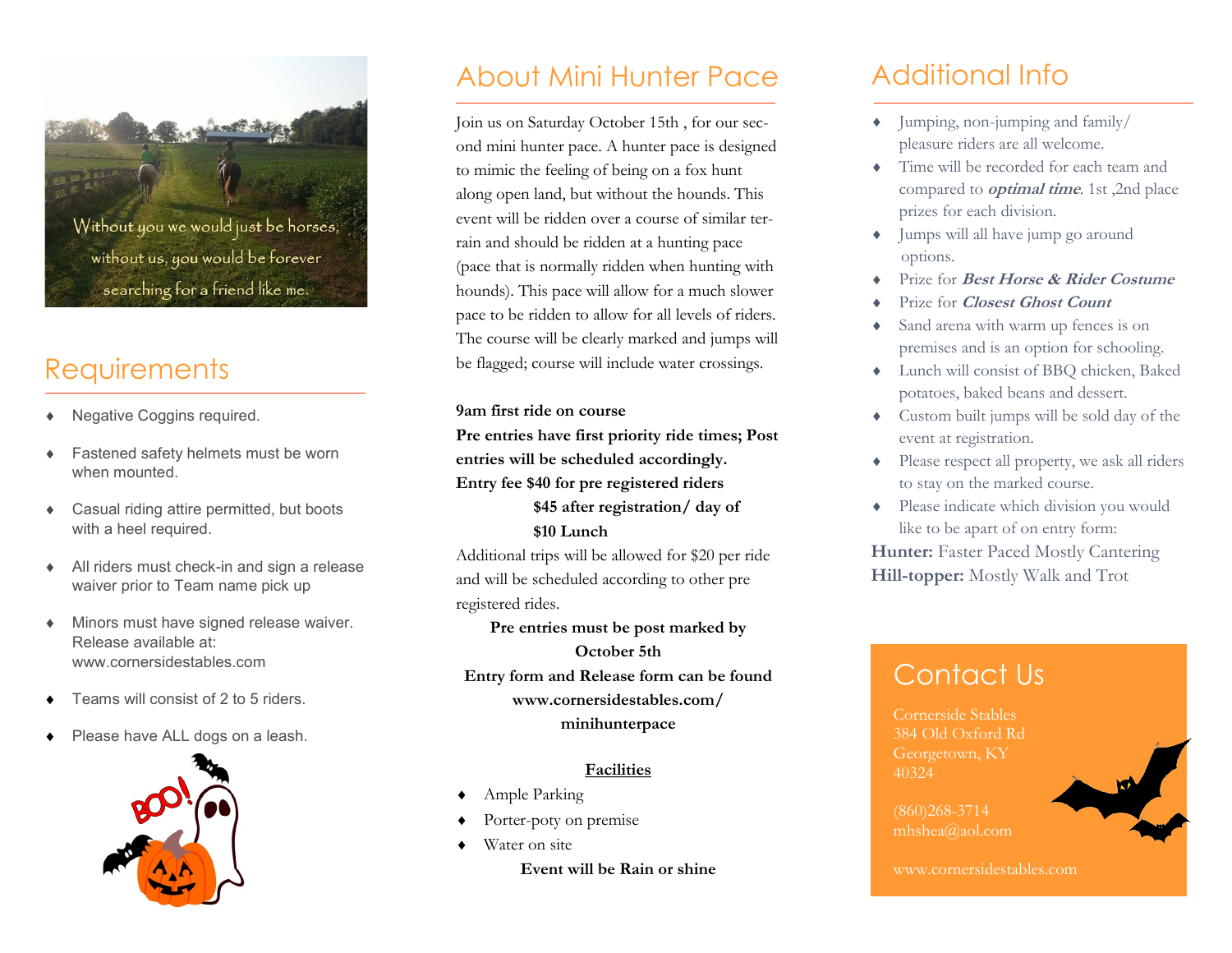Without you we would just be horses, without us, you would be forever searching for a friend like me.

## Requirements

- Negative Coggins required.
- Fastened safety helmets must be worn when mounted.
- Casual riding attire permitted, but boots with a heel required.
- All riders must check-in and sign a release waiver prior to Team name pick up
- Minors must have signed release waiver. Release available at: www.cornersidestables.com
- Teams will consist of 2 to 5 riders.
- Please have ALL dogs on a leash.

## About Mini Hunter Pace

Join us on Saturday October 15th , for our second mini hunter pace. A hunter pace is designed to mimic the feeling of being on a fox hunt along open land, but without the hounds. This event will be ridden over a course of similar terrain and should be ridden at a hunting pace (pace that is normally ridden when hunting with hounds). This pace will allow for a much slower pace to be ridden to allow for all levels of riders. The course will be clearly marked and jumps will be flagged; course will include water crossings.

**9am first ride on course**
**Pre entries have first priority ride times; Post entries will be scheduled accordingly.**
**Entry fee $40 for pre registered riders**
**$45 after registration/ day of**
**$10 Lunch**

Additional trips will be allowed for $20 per ride and will be scheduled according to other pre registered rides.

**Pre entries must be post marked by October 5th**

**Entry form and Release form can be found www.cornersidestables.com/ minihunterpace**

**Facilities**

- Ample Parking
- Porter-poty on premise
- Water on site

**Event will be Rain or shine**

## Additional Info

- Jumping, non-jumping and family/ pleasure riders are all welcome.
- Time will be recorded for each team and compared to ***optimal time***. 1st ,2nd place prizes for each division.
- Jumps will all have jump go around options.
- Prize for ***Best Horse & Rider Costume***
- Prize for ***Closest Ghost Count***
- Sand arena with warm up fences is on premises and is an option for schooling.
- Lunch will consist of BBQ chicken, Baked potatoes, baked beans and dessert.
- Custom built jumps will be sold day of the event at registration.
- Please respect all property, we ask all riders to stay on the marked course.
- Please indicate which division you would like to be apart of on entry form:

**Hunter:** Faster Paced Mostly Cantering
**Hill-topper:** Mostly Walk and Trot

## Contact Us

Cornerside Stables
384 Old Oxford Rd
Georgetown, KY
40324

(860)268-3714
mhshea@aol.com

www.cornersidestables.com